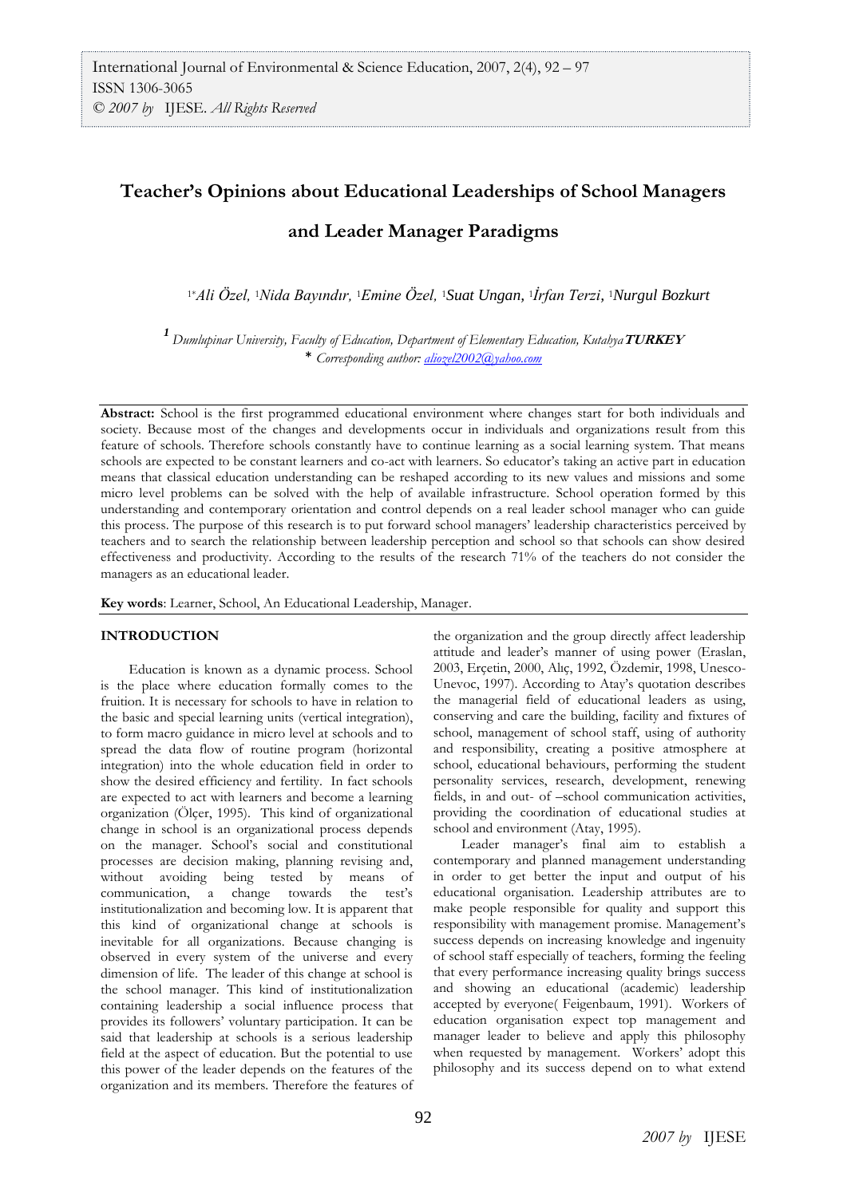International Journal of Environmental & Science Education, 2007, 2(4), 92 – 97
ISSN 1306-3065
© *2007 by* IJESE. *All Rights Reserved*

# Teacher's Opinions about Educational Leaderships of School Managers and Leader Manager Paradigms

[1*]*Ali Özel,* [1]*Nida Bayındır,* [1]*Emine Özel,* [1]*Suat Ungan,* [1]*İrfan Terzi,* [1]*Nurgul Bozkurt*

[1] *Dumlupinar University, Faculty of Education, Department of Elementary Education, Kutahya* ***TURKEY***
\* *Corresponding author: aliozel2002@yahoo.com*

**Abstract:** School is the first programmed educational environment where changes start for both individuals and society. Because most of the changes and developments occur in individuals and organizations result from this feature of schools. Therefore schools constantly have to continue learning as a social learning system. That means schools are expected to be constant learners and co-act with learners. So educator's taking an active part in education means that classical education understanding can be reshaped according to its new values and missions and some micro level problems can be solved with the help of available infrastructure. School operation formed by this understanding and contemporary orientation and control depends on a real leader school manager who can guide this process. The purpose of this research is to put forward school managers' leadership characteristics perceived by teachers and to search the relationship between leadership perception and school so that schools can show desired effectiveness and productivity. According to the results of the research 71% of the teachers do not consider the managers as an educational leader.

**Key words**: Learner, School, An Educational Leadership, Manager.

## INTRODUCTION

Education is known as a dynamic process. School is the place where education formally comes to the fruition. It is necessary for schools to have in relation to the basic and special learning units (vertical integration), to form macro guidance in micro level at schools and to spread the data flow of routine program (horizontal integration) into the whole education field in order to show the desired efficiency and fertility. In fact schools are expected to act with learners and become a learning organization (Ölçer, 1995). This kind of organizational change in school is an organizational process depends on the manager. School's social and constitutional processes are decision making, planning revising and, without avoiding being tested by means of communication, a change towards the test's institutionalization and becoming low. It is apparent that this kind of organizational change at schools is inevitable for all organizations. Because changing is observed in every system of the universe and every dimension of life. The leader of this change at school is the school manager. This kind of institutionalization containing leadership a social influence process that provides its followers' voluntary participation. It can be said that leadership at schools is a serious leadership field at the aspect of education. But the potential to use this power of the leader depends on the features of the organization and its members. Therefore the features of the organization and the group directly affect leadership attitude and leader's manner of using power (Eraslan, 2003, Erçetin, 2000, Alıç, 1992, Özdemir, 1998, Unesco-Unevoc, 1997). According to Atay's quotation describes the managerial field of educational leaders as using, conserving and care the building, facility and fixtures of school, management of school staff, using of authority and responsibility, creating a positive atmosphere at school, educational behaviours, performing the student personality services, research, development, renewing fields, in and out- of –school communication activities, providing the coordination of educational studies at school and environment (Atay, 1995).

Leader manager's final aim to establish a contemporary and planned management understanding in order to get better the input and output of his educational organisation. Leadership attributes are to make people responsible for quality and support this responsibility with management promise. Management's success depends on increasing knowledge and ingenuity of school staff especially of teachers, forming the feeling that every performance increasing quality brings success and showing an educational (academic) leadership accepted by everyone( Feigenbaum, 1991). Workers of education organisation expect top management and manager leader to believe and apply this philosophy when requested by management. Workers' adopt this philosophy and its success depend on to what extend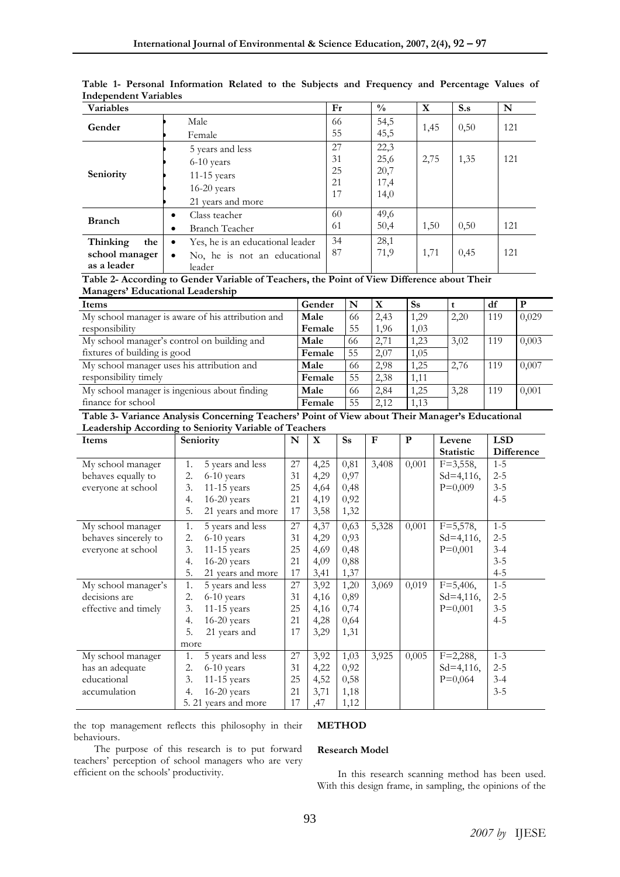**Table 1- Personal Information Related to the Subjects and Frequency and Percentage Values of Independent Variables**

| Variables | | Fr | % | X | S.s | N |
|---|---|---|---|---|---|---|
| Gender | • Male | 66 | 54,5 | 1,45 | 0,50 | 121 |
| | • Female | 55 | 45,5 | | | |
| Seniority | • 5 years and less | 27 | 22,3 | 2,75 | 1,35 | 121 |
| | • 6-10 years | 31 | 25,6 | | | |
| | • 11-15 years | 25 | 20,7 | | | |
| | • 16-20 years | 21 | 17,4 | | | |
| | • 21 years and more | 17 | 14,0 | | | |
| Branch | • Class teacher | 60 | 49,6 | 1,50 | 0,50 | 121 |
| | • Branch Teacher | 61 | 50,4 | | | |
| Thinking the school manager as a leader | • Yes, he is an educational leader | 34 | 28,1 | 1,71 | 0,45 | 121 |
| | • No, he is not an educational leader | 87 | 71,9 | | | |

**Table 2- According to Gender Variable of Teachers, the Point of View Difference about Their Managers' Educational Leadership**

| Items | Gender | N | X | Ss | t | df | P |
|---|---|---|---|---|---|---|---|
| My school manager is aware of his attribution and responsibility | Male | 66 | 2,43 | 1,29 | 2,20 | 119 | 0,029 |
| | Female | 55 | 1,96 | 1,03 | | | |
| My school manager's control on building and fixtures of building is good | Male | 66 | 2,71 | 1,23 | 3,02 | 119 | 0,003 |
| | Female | 55 | 2,07 | 1,05 | | | |
| My school manager uses his attribution and responsibility timely | Male | 66 | 2,98 | 1,25 | 2,76 | 119 | 0,007 |
| | Female | 55 | 2,38 | 1,11 | | | |
| My school manager is ingenious about finding finance for school | Male | 66 | 2,84 | 1,25 | 3,28 | 119 | 0,001 |
| | Female | 55 | 2,12 | 1,13 | | | |

**Table 3- Variance Analysis Concerning Teachers' Point of View about Their Manager's Educational Leadership According to Seniority Variable of Teachers**

| Items | Seniority | N | X | Ss | F | P | Levene Statistic | LSD Difference |
|---|---|---|---|---|---|---|---|---|
| My school manager behaves equally to everyone at school | 1. 5 years and less | 27 | 4,25 | 0,81 | 3,408 | 0,001 | F=3,558, | 1-5 |
| | 2. 6-10 years | 31 | 4,29 | 0,97 | | | Sd=4,116, | 2-5 |
| | 3. 11-15 years | 25 | 4,64 | 0,48 | | | P=0,009 | 3-5 |
| | 4. 16-20 years | 21 | 4,19 | 0,92 | | | | 4-5 |
| | 5. 21 years and more | 17 | 3,58 | 1,32 | | | | |
| My school manager behaves sincerely to everyone at school | 1. 5 years and less | 27 | 4,37 | 0,63 | 5,328 | 0,001 | F=5,578, | 1-5 |
| | 2. 6-10 years | 31 | 4,29 | 0,93 | | | Sd=4,116, | 2-5 |
| | 3. 11-15 years | 25 | 4,69 | 0,48 | | | P=0,001 | 3-4 |
| | 4. 16-20 years | 21 | 4,09 | 0,88 | | | | 3-5 |
| | 5. 21 years and more | 17 | 3,41 | 1,37 | | | | 4-5 |
| My school manager's decisions are effective and timely | 1. 5 years and less | 27 | 3,92 | 1,20 | 3,069 | 0,019 | F=5,406, | 1-5 |
| | 2. 6-10 years | 31 | 4,16 | 0,89 | | | Sd=4,116, | 2-5 |
| | 3. 11-15 years | 25 | 4,16 | 0,74 | | | P=0,001 | 3-5 |
| | 4. 16-20 years | 21 | 4,28 | 0,64 | | | | 4-5 |
| | 5. 21 years and more | 17 | 3,29 | 1,31 | | | | |
| My school manager has an adequate educational accumulation | 1. 5 years and less | 27 | 3,92 | 1,03 | 3,925 | 0,005 | F=2,288, | 1-3 |
| | 2. 6-10 years | 31 | 4,22 | 0,92 | | | Sd=4,116, | 2-5 |
| | 3. 11-15 years | 25 | 4,52 | 0,58 | | | P=0,064 | 3-4 |
| | 4. 16-20 years | 21 | 3,71 | 1,18 | | | | 3-5 |
| | 5. 21 years and more | 17 | ,47 | 1,12 | | | | |

the top management reflects this philosophy in their behaviours.

The purpose of this research is to put forward teachers' perception of school managers who are very efficient on the schools' productivity.

## METHOD

### Research Model

In this research scanning method has been used. With this design frame, in sampling, the opinions of the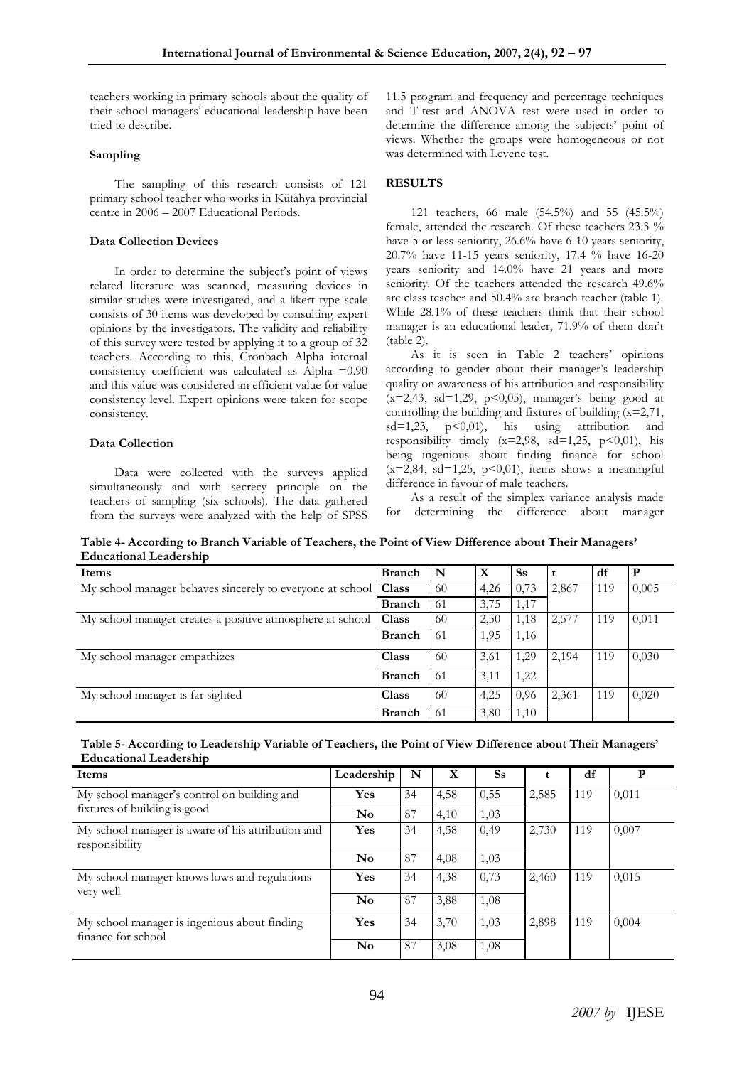teachers working in primary schools about the quality of their school managers' educational leadership have been tried to describe.

### Sampling

The sampling of this research consists of 121 primary school teacher who works in Kütahya provincial centre in 2006 – 2007 Educational Periods.

### Data Collection Devices

In order to determine the subject's point of views related literature was scanned, measuring devices in similar studies were investigated, and a likert type scale consists of 30 items was developed by consulting expert opinions by the investigators. The validity and reliability of this survey were tested by applying it to a group of 32 teachers. According to this, Cronbach Alpha internal consistency coefficient was calculated as Alpha =0.90 and this value was considered an efficient value for value consistency level. Expert opinions were taken for scope consistency.

### Data Collection

Data were collected with the surveys applied simultaneously and with secrecy principle on the teachers of sampling (six schools). The data gathered from the surveys were analyzed with the help of SPSS 11.5 program and frequency and percentage techniques and T-test and ANOVA test were used in order to determine the difference among the subjects' point of views. Whether the groups were homogeneous or not was determined with Levene test.

## RESULTS

121 teachers, 66 male (54.5%) and 55 (45.5%) female, attended the research. Of these teachers 23.3 % have 5 or less seniority, 26.6% have 6-10 years seniority, 20.7% have 11-15 years seniority, 17.4 % have 16-20 years seniority and 14.0% have 21 years and more seniority. Of the teachers attended the research 49.6% are class teacher and 50.4% are branch teacher (table 1). While 28.1% of these teachers think that their school manager is an educational leader, 71.9% of them don't (table 2).

As it is seen in Table 2 teachers' opinions according to gender about their manager's leadership quality on awareness of his attribution and responsibility ($x$=2,43, sd=1,29, $p$<0,05), manager's being good at controlling the building and fixtures of building ($x$=2,71, sd=1,23, $p$<0,01), his using attribution and responsibility timely ($x$=2,98, sd=1,25, $p$<0,01), his being ingenious about finding finance for school ($x$=2,84, sd=1,25, $p$<0,01), items shows a meaningful difference in favour of male teachers.

As a result of the simplex variance analysis made for determining the difference about manager

**Table 4- According to Branch Variable of Teachers, the Point of View Difference about Their Managers' Educational Leadership**

| Items | Branch | N | X | Ss | t | df | P |
|---|---|---|---|---|---|---|---|
| My school manager behaves sincerely to everyone at school | **Class** | 60 | 4,26 | 0,73 | 2,867 | 119 | 0,005 |
| | **Branch** | 61 | 3,75 | 1,17 | | | |
| My school manager creates a positive atmosphere at school | **Class** | 60 | 2,50 | 1,18 | 2,577 | 119 | 0,011 |
| | **Branch** | 61 | 1,95 | 1,16 | | | |
| My school manager empathizes | **Class** | 60 | 3,61 | 1,29 | 2,194 | 119 | 0,030 |
| | **Branch** | 61 | 3,11 | 1,22 | | | |
| My school manager is far sighted | **Class** | 60 | 4,25 | 0,96 | 2,361 | 119 | 0,020 |
| | **Branch** | 61 | 3,80 | 1,10 | | | |

**Table 5- According to Leadership Variable of Teachers, the Point of View Difference about Their Managers' Educational Leadership**

| Items | Leadership | N | X | Ss | t | df | P |
|---|---|---|---|---|---|---|---|
| My school manager's control on building and fixtures of building is good | **Yes** | 34 | 4,58 | 0,55 | 2,585 | 119 | 0,011 |
| | **No** | 87 | 4,10 | 1,03 | | | |
| My school manager is aware of his attribution and responsibility | **Yes** | 34 | 4,58 | 0,49 | 2,730 | 119 | 0,007 |
| | **No** | 87 | 4,08 | 1,03 | | | |
| My school manager knows lows and regulations very well | **Yes** | 34 | 4,38 | 0,73 | 2,460 | 119 | 0,015 |
| | **No** | 87 | 3,88 | 1,08 | | | |
| My school manager is ingenious about finding finance for school | **Yes** | 34 | 3,70 | 1,03 | 2,898 | 119 | 0,004 |
| | **No** | 87 | 3,08 | 1,08 | | | |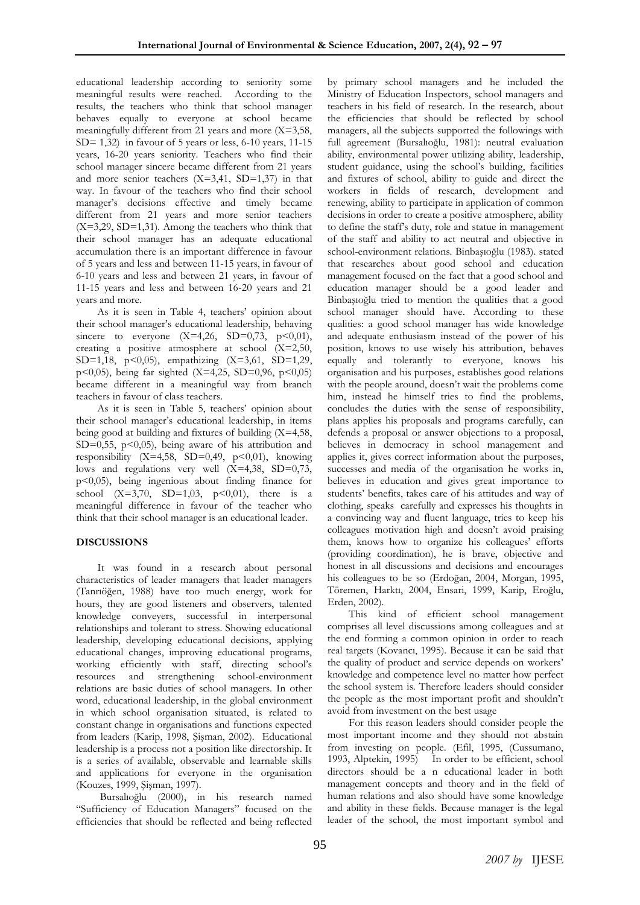educational leadership according to seniority some meaningful results were reached. According to the results, the teachers who think that school manager behaves equally to everyone at school became meaningfully different from 21 years and more (X=3,58, SD= 1,32) in favour of 5 years or less, 6-10 years, 11-15 years, 16-20 years seniority. Teachers who find their school manager sincere became different from 21 years and more senior teachers (X=3,41, SD=1,37) in that way. In favour of the teachers who find their school manager's decisions effective and timely became different from 21 years and more senior teachers (X=3,29, SD=1,31). Among the teachers who think that their school manager has an adequate educational accumulation there is an important difference in favour of 5 years and less and between 11-15 years, in favour of 6-10 years and less and between 21 years, in favour of 11-15 years and less and between 16-20 years and 21 years and more.

As it is seen in Table 4, teachers' opinion about their school manager's educational leadership, behaving sincere to everyone (X=4,26, SD=0,73, $p<0,01$), creating a positive atmosphere at school (X=2,50, SD=1,18, $p<0,05$), empathizing (X=3,61, SD=1,29, $p<0,05$), being far sighted (X=4,25, SD=0,96, $p<0,05$) became different in a meaningful way from branch teachers in favour of class teachers.

As it is seen in Table 5, teachers' opinion about their school manager's educational leadership, in items being good at building and fixtures of building (X=4,58, SD=0,55, $p<0,05$), being aware of his attribution and responsibility (X=4,58, SD=0,49, $p<0,01$), knowing lows and regulations very well (X=4,38, SD=0,73, $p<0,05$), being ingenious about finding finance for school (X=3,70, SD=1,03, $p<0,01$), there is a meaningful difference in favour of the teacher who think that their school manager is an educational leader.

## DISCUSSIONS

It was found in a research about personal characteristics of leader managers that leader managers (Tanrıöğen, 1988) have too much energy, work for hours, they are good listeners and observers, talented knowledge conveyers, successful in interpersonal relationships and tolerant to stress. Showing educational leadership, developing educational decisions, applying educational changes, improving educational programs, working efficiently with staff, directing school's resources and strengthening school-environment relations are basic duties of school managers. In other word, educational leadership, in the global environment in which school organisation situated, is related to constant change in organisations and functions expected from leaders (Karip, 1998, Şişman, 2002). Educational leadership is a process not a position like directorship. It is a series of available, observable and learnable skills and applications for everyone in the organisation (Kouzes, 1999, Şişman, 1997).

Bursalıoğlu (2000), in his research named "Sufficiency of Education Managers" focused on the efficiencies that should be reflected and being reflected by primary school managers and he included the Ministry of Education Inspectors, school managers and teachers in his field of research. In the research, about the efficiencies that should be reflected by school managers, all the subjects supported the followings with full agreement (Bursalıoğlu, 1981): neutral evaluation ability, environmental power utilizing ability, leadership, student guidance, using the school's building, facilities and fixtures of school, ability to guide and direct the workers in fields of research, development and renewing, ability to participate in application of common decisions in order to create a positive atmosphere, ability to define the staff's duty, role and statue in management of the staff and ability to act neutral and objective in school-environment relations. Binbaşıoğlu (1983). stated that researches about good school and education management focused on the fact that a good school and education manager should be a good leader and Binbaşıoğlu tried to mention the qualities that a good school manager should have. According to these qualities: a good school manager has wide knowledge and adequate enthusiasm instead of the power of his position, knows to use wisely his attribution, behaves equally and tolerantly to everyone, knows his organisation and his purposes, establishes good relations with the people around, doesn't wait the problems come him, instead he himself tries to find the problems, concludes the duties with the sense of responsibility, plans applies his proposals and programs carefully, can defends a proposal or answer objections to a proposal, believes in democracy in school management and applies it, gives correct information about the purposes, successes and media of the organisation he works in, believes in education and gives great importance to students' benefits, takes care of his attitudes and way of clothing, speaks carefully and expresses his thoughts in a convincing way and fluent language, tries to keep his colleagues motivation high and doesn't avoid praising them, knows how to organize his colleagues' efforts (providing coordination), he is brave, objective and honest in all discussions and decisions and encourages his colleagues to be so (Erdoğan, 2004, Morgan, 1995, Töremen, Harktı, 2004, Ensari, 1999, Karip, Eroğlu, Erden, 2002).

This kind of efficient school management comprises all level discussions among colleagues and at the end forming a common opinion in order to reach real targets (Kovancı, 1995). Because it can be said that the quality of product and service depends on workers' knowledge and competence level no matter how perfect the school system is. Therefore leaders should consider the people as the most important profit and shouldn't avoid from investment on the best usage

For this reason leaders should consider people the most important income and they should not abstain from investing on people. (Efil, 1995, (Cussumano, 1993, Alptekin, 1995) In order to be efficient, school directors should be a n educational leader in both management concepts and theory and in the field of human relations and also should have some knowledge and ability in these fields. Because manager is the legal leader of the school, the most important symbol and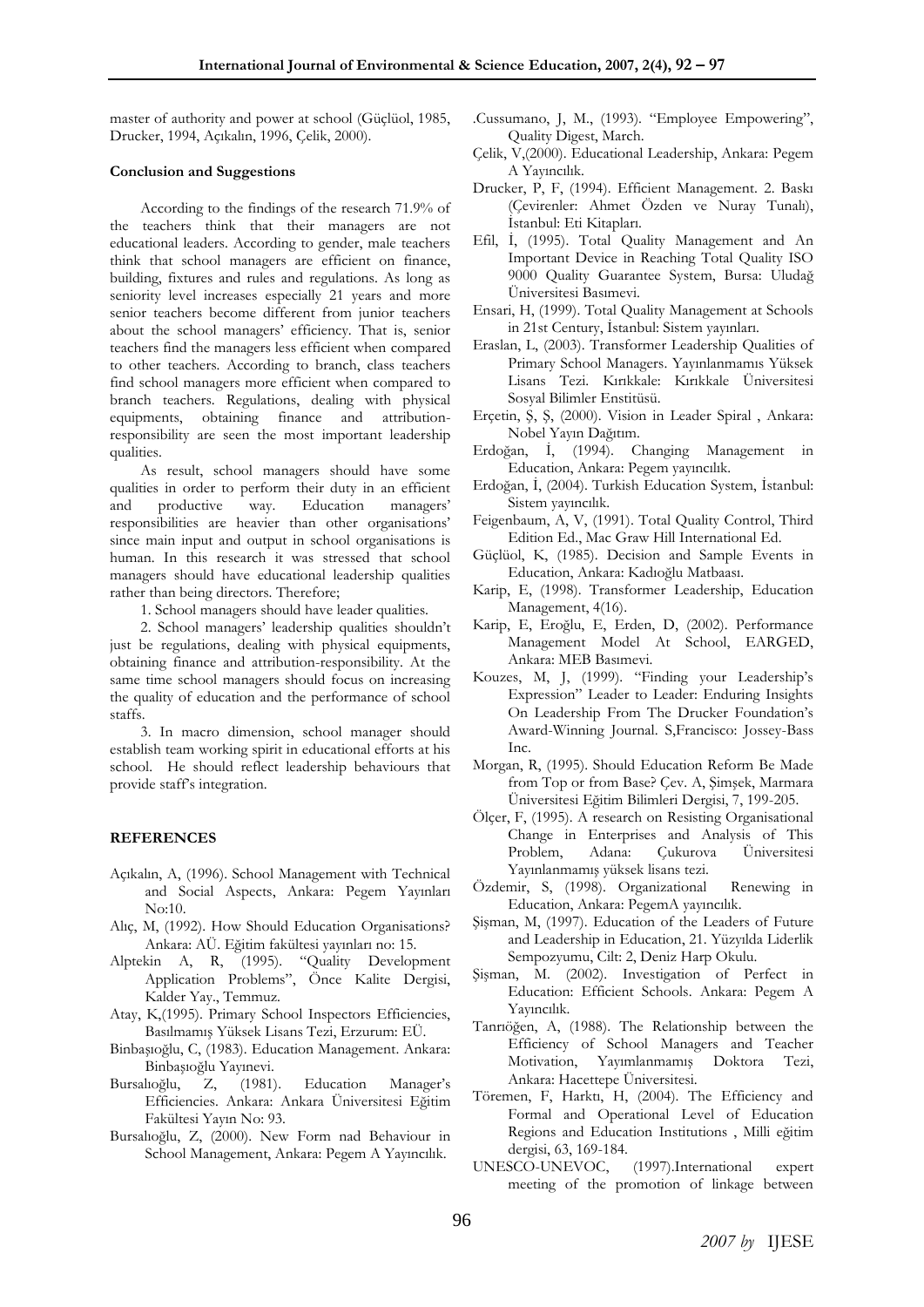master of authority and power at school (Güçlüol, 1985, Drucker, 1994, Açıkalın, 1996, Çelik, 2000).

**Conclusion and Suggestions**

According to the findings of the research 71.9% of the teachers think that their managers are not educational leaders. According to gender, male teachers think that school managers are efficient on finance, building, fixtures and rules and regulations. As long as seniority level increases especially 21 years and more senior teachers become different from junior teachers about the school managers' efficiency. That is, senior teachers find the managers less efficient when compared to other teachers. According to branch, class teachers find school managers more efficient when compared to branch teachers. Regulations, dealing with physical equipments, obtaining finance and attribution-responsibility are seen the most important leadership qualities.

As result, school managers should have some qualities in order to perform their duty in an efficient and productive way. Education managers' responsibilities are heavier than other organisations' since main input and output in school organisations is human. In this research it was stressed that school managers should have educational leadership qualities rather than being directors. Therefore;

1. School managers should have leader qualities.

2. School managers' leadership qualities shouldn't just be regulations, dealing with physical equipments, obtaining finance and attribution-responsibility. At the same time school managers should focus on increasing the quality of education and the performance of school staffs.

3. In macro dimension, school manager should establish team working spirit in educational efforts at his school. He should reflect leadership behaviours that provide staff's integration.

**REFERENCES**

Açıkalın, A, (1996). School Management with Technical and Social Aspects, Ankara: Pegem Yayınları No:10.

Alıç, M, (1992). How Should Education Organisations? Ankara: AÜ. Eğitim fakültesi yayınları no: 15.

Alptekin A, R, (1995). "Quality Development Application Problems", Önce Kalite Dergisi, Kalder Yay., Temmuz.

Atay, K,(1995). Primary School Inspectors Efficiencies, Basılmamış Yüksek Lisans Tezi, Erzurum: EÜ.

Binbaşıoğlu, C, (1983). Education Management. Ankara: Binbaşıoğlu Yayınevi.

Bursalıoğlu, Z, (1981). Education Manager's Efficiencies. Ankara: Ankara Üniversitesi Eğitim Fakültesi Yayın No: 93.

Bursalıoğlu, Z, (2000). New Form nad Behaviour in School Management, Ankara: Pegem A Yayıncılık.

.Cussumano, J, M., (1993). "Employee Empowering", Quality Digest, March.

Çelik, V,(2000). Educational Leadership, Ankara: Pegem A Yayıncılık.

Drucker, P, F, (1994). Efficient Management. 2. Baskı (Çevirenler: Ahmet Özden ve Nuray Tunalı), İstanbul: Eti Kitapları.

Efil, İ, (1995). Total Quality Management and An Important Device in Reaching Total Quality ISO 9000 Quality Guarantee System, Bursa: Uludağ Üniversitesi Basımevi.

Ensari, H, (1999). Total Quality Management at Schools in 21st Century, İstanbul: Sistem yayınları.

Eraslan, L, (2003). Transformer Leadership Qualities of Primary School Managers. Yayınlanmamış Yüksek Lisans Tezi. Kırıkkale: Kırıkkale Üniversitesi Sosyal Bilimler Enstitüsü.

Erçetin, Ş, Ş, (2000). Vision in Leader Spiral , Ankara: Nobel Yayın Dağıtım.

Erdoğan, İ, (1994). Changing Management in Education, Ankara: Pegem yayıncılık.

Erdoğan, İ, (2004). Turkish Education System, İstanbul: Sistem yayıncılık.

Feigenbaum, A, V, (1991). Total Quality Control, Third Edition Ed., Mac Graw Hill International Ed.

Güçlüol, K, (1985). Decision and Sample Events in Education, Ankara: Kadıoğlu Matbaası.

Karip, E, (1998). Transformer Leadership, Education Management, 4(16).

Karip, E, Eroğlu, E, Erden, D, (2002). Performance Management Model At School, EARGED, Ankara: MEB Basımevi.

Kouzes, M, J, (1999). "Finding your Leadership's Expression" Leader to Leader: Enduring Insights On Leadership From The Drucker Foundation's Award-Winning Journal. S,Francisco: Jossey-Bass Inc.

Morgan, R, (1995). Should Education Reform Be Made from Top or from Base? Çev. A, Şimşek, Marmara Üniversitesi Eğitim Bilimleri Dergisi, 7, 199-205.

Ölçer, F, (1995). A research on Resisting Organisational Change in Enterprises and Analysis of This Problem, Adana: Çukurova Üniversitesi Yayınlanmamış yüksek lisans tezi.

Özdemir, S, (1998). Organizational Renewing in Education, Ankara: PegemA yayıncılık.

Şişman, M, (1997). Education of the Leaders of Future and Leadership in Education, 21. Yüzyılda Liderlik Sempozyumu, Cilt: 2, Deniz Harp Okulu.

Şişman, M. (2002). Investigation of Perfect in Education: Efficient Schools. Ankara: Pegem A Yayıncılık.

Tanrıöğen, A, (1988). The Relationship between the Efficiency of School Managers and Teacher Motivation, Yayımlanmamış Doktora Tezi, Ankara: Hacettepe Üniversitesi.

Töremen, F, Harktı, H, (2004). The Efficiency and Formal and Operational Level of Education Regions and Education Institutions , Milli eğitim dergisi, 63, 169-184.

UNESCO-UNEVOC, (1997).International expert meeting of the promotion of linkage between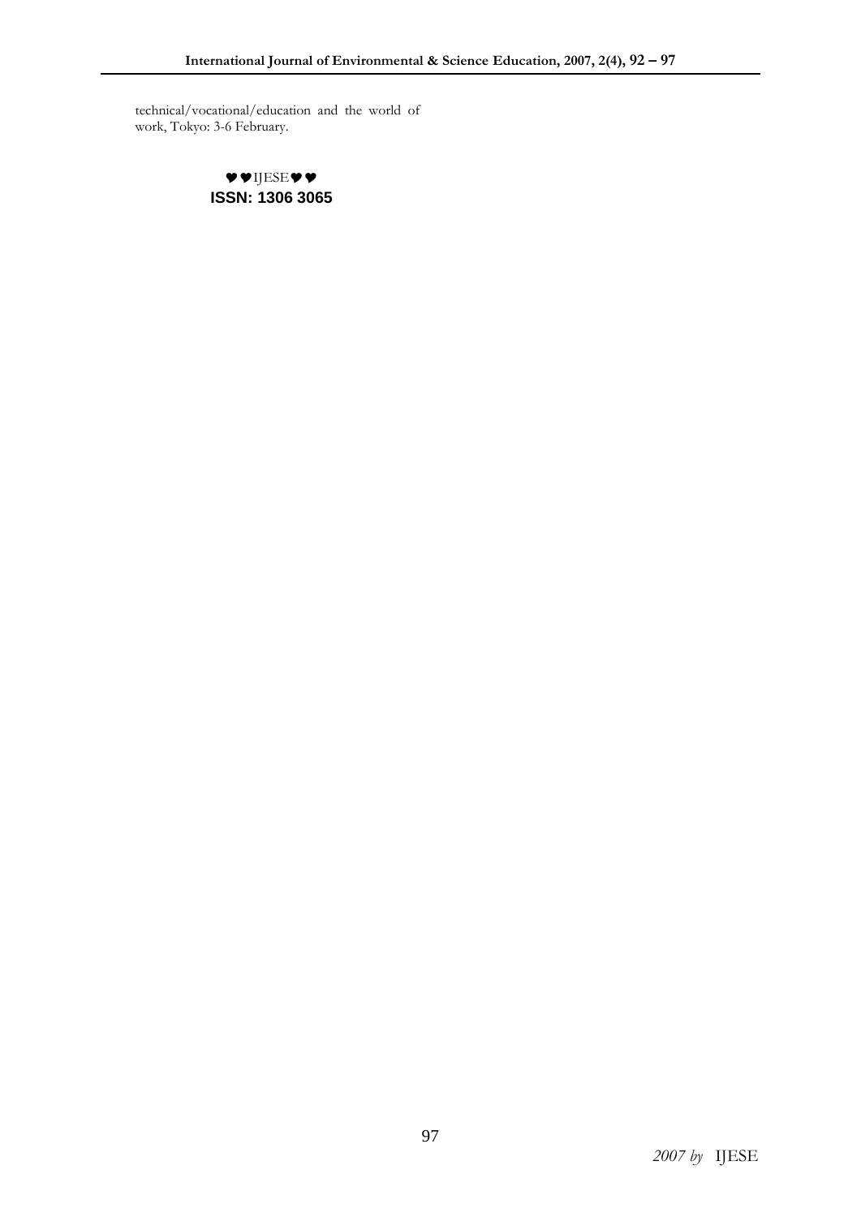technical/vocational/education and the world of work, Tokyo: 3-6 February.

♥♥IJESE♥♥

**ISSN: 1306 3065**